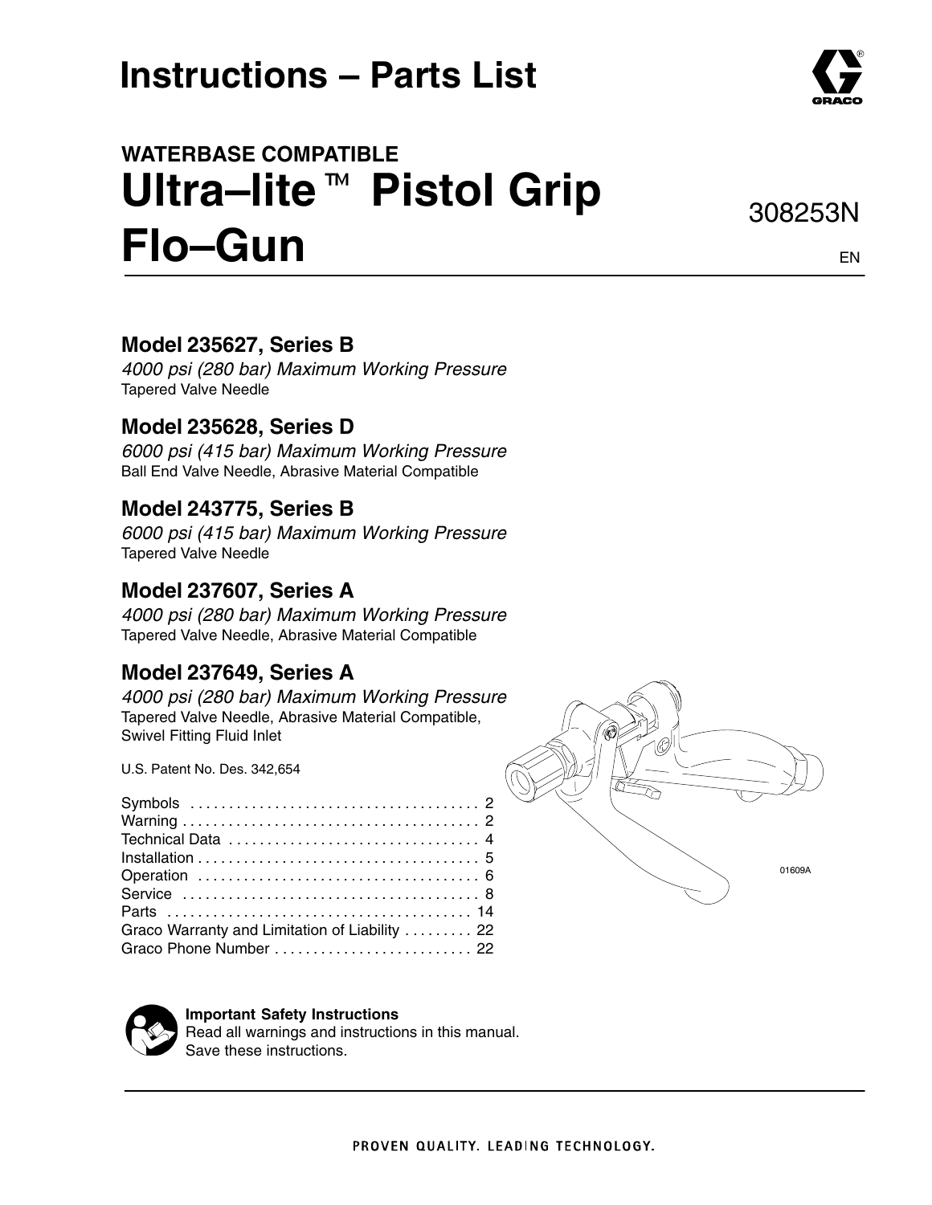# Instructions – Parts List

## WATERBASE COMPATIBLE
# Ultra–lite™ Pistol Grip Flo–Gun

308253N

EN

### Model 235627, Series B
*4000 psi (280 bar) Maximum Working Pressure*
Tapered Valve Needle

### Model 235628, Series D
*6000 psi (415 bar) Maximum Working Pressure*
Ball End Valve Needle, Abrasive Material Compatible

### Model 243775, Series B
*6000 psi (415 bar) Maximum Working Pressure*
Tapered Valve Needle

### Model 237607, Series A
*4000 psi (280 bar) Maximum Working Pressure*
Tapered Valve Needle, Abrasive Material Compatible

### Model 237649, Series A
*4000 psi (280 bar) Maximum Working Pressure*
Tapered Valve Needle, Abrasive Material Compatible, Swivel Fitting Fluid Inlet

U.S. Patent No. Des. 342,654

Symbols . . . . . . . . . . . . . . . . . . . . . . . . . . . . . . . . . . . . . 2
Warning . . . . . . . . . . . . . . . . . . . . . . . . . . . . . . . . . . . . . . 2
Technical Data . . . . . . . . . . . . . . . . . . . . . . . . . . . . . . . . 4
Installation . . . . . . . . . . . . . . . . . . . . . . . . . . . . . . . . . . . . 5
Operation . . . . . . . . . . . . . . . . . . . . . . . . . . . . . . . . . . . . 6
Service . . . . . . . . . . . . . . . . . . . . . . . . . . . . . . . . . . . . . . 8
Parts . . . . . . . . . . . . . . . . . . . . . . . . . . . . . . . . . . . . . . . 14
Graco Warranty and Limitation of Liability . . . . . . . . . 22
Graco Phone Number . . . . . . . . . . . . . . . . . . . . . . . . . . 22

01609A

**Important Safety Instructions**
Read all warnings and instructions in this manual.
Save these instructions.

PROVEN QUALITY. LEADING TECHNOLOGY.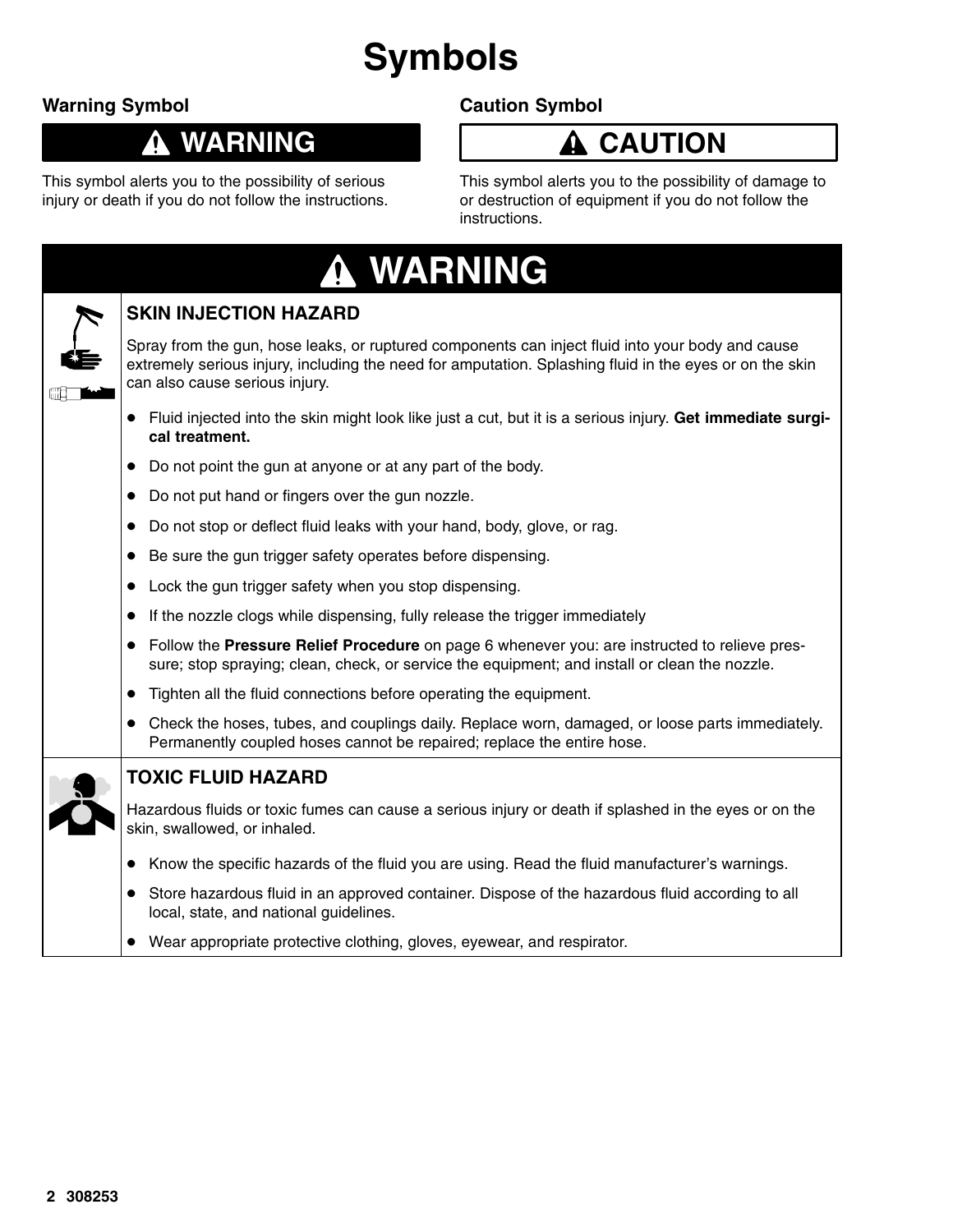# Symbols

## Warning Symbol

**⚠ WARNING**

This symbol alerts you to the possibility of serious injury or death if you do not follow the instructions.

## Caution Symbol

**⚠ CAUTION**

This symbol alerts you to the possibility of damage to or destruction of equipment if you do not follow the instructions.

## ⚠ WARNING

### SKIN INJECTION HAZARD

Spray from the gun, hose leaks, or ruptured components can inject fluid into your body and cause extremely serious injury, including the need for amputation. Splashing fluid in the eyes or on the skin can also cause serious injury.

- Fluid injected into the skin might look like just a cut, but it is a serious injury. **Get immediate surgical treatment.**
- Do not point the gun at anyone or at any part of the body.
- Do not put hand or fingers over the gun nozzle.
- Do not stop or deflect fluid leaks with your hand, body, glove, or rag.
- Be sure the gun trigger safety operates before dispensing.
- Lock the gun trigger safety when you stop dispensing.
- If the nozzle clogs while dispensing, fully release the trigger immediately
- Follow the **Pressure Relief Procedure** on page 6 whenever you: are instructed to relieve pressure; stop spraying; clean, check, or service the equipment; and install or clean the nozzle.
- Tighten all the fluid connections before operating the equipment.
- Check the hoses, tubes, and couplings daily. Replace worn, damaged, or loose parts immediately. Permanently coupled hoses cannot be repaired; replace the entire hose.

### TOXIC FLUID HAZARD

Hazardous fluids or toxic fumes can cause a serious injury or death if splashed in the eyes or on the skin, swallowed, or inhaled.

- Know the specific hazards of the fluid you are using. Read the fluid manufacturer's warnings.
- Store hazardous fluid in an approved container. Dispose of the hazardous fluid according to all local, state, and national guidelines.
- Wear appropriate protective clothing, gloves, eyewear, and respirator.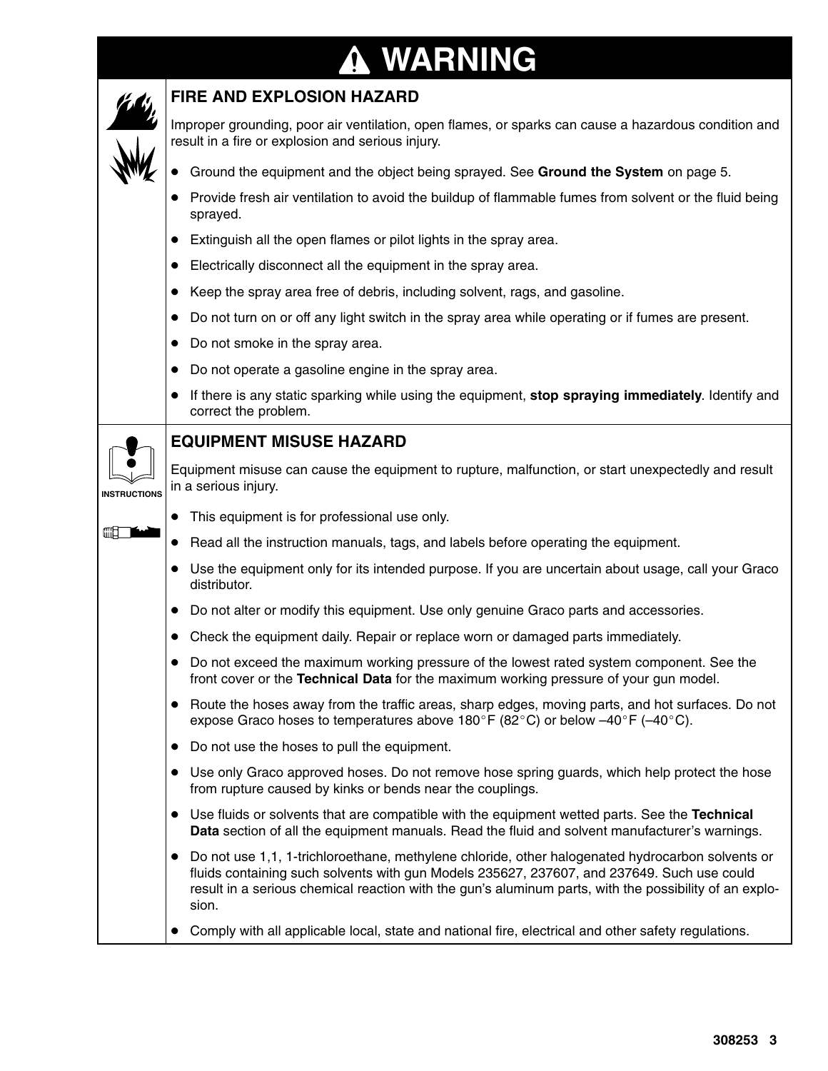# ⚠ WARNING

## FIRE AND EXPLOSION HAZARD

Improper grounding, poor air ventilation, open flames, or sparks can cause a hazardous condition and result in a fire or explosion and serious injury.

- Ground the equipment and the object being sprayed. See **Ground the System** on page 5.
- Provide fresh air ventilation to avoid the buildup of flammable fumes from solvent or the fluid being sprayed.
- Extinguish all the open flames or pilot lights in the spray area.
- Electrically disconnect all the equipment in the spray area.
- Keep the spray area free of debris, including solvent, rags, and gasoline.
- Do not turn on or off any light switch in the spray area while operating or if fumes are present.
- Do not smoke in the spray area.
- Do not operate a gasoline engine in the spray area.
- If there is any static sparking while using the equipment, **stop spraying immediately**. Identify and correct the problem.

## EQUIPMENT MISUSE HAZARD

INSTRUCTIONS

Equipment misuse can cause the equipment to rupture, malfunction, or start unexpectedly and result in a serious injury.

- This equipment is for professional use only.
- Read all the instruction manuals, tags, and labels before operating the equipment.
- Use the equipment only for its intended purpose. If you are uncertain about usage, call your Graco distributor.
- Do not alter or modify this equipment. Use only genuine Graco parts and accessories.
- Check the equipment daily. Repair or replace worn or damaged parts immediately.
- Do not exceed the maximum working pressure of the lowest rated system component. See the front cover or the **Technical Data** for the maximum working pressure of your gun model.
- Route the hoses away from the traffic areas, sharp edges, moving parts, and hot surfaces. Do not expose Graco hoses to temperatures above 180°F (82°C) or below –40°F (–40°C).
- Do not use the hoses to pull the equipment.
- Use only Graco approved hoses. Do not remove hose spring guards, which help protect the hose from rupture caused by kinks or bends near the couplings.
- Use fluids or solvents that are compatible with the equipment wetted parts. See the **Technical Data** section of all the equipment manuals. Read the fluid and solvent manufacturer's warnings.
- Do not use 1,1, 1-trichloroethane, methylene chloride, other halogenated hydrocarbon solvents or fluids containing such solvents with gun Models 235627, 237607, and 237649. Such use could result in a serious chemical reaction with the gun's aluminum parts, with the possibility of an explosion.
- Comply with all applicable local, state and national fire, electrical and other safety regulations.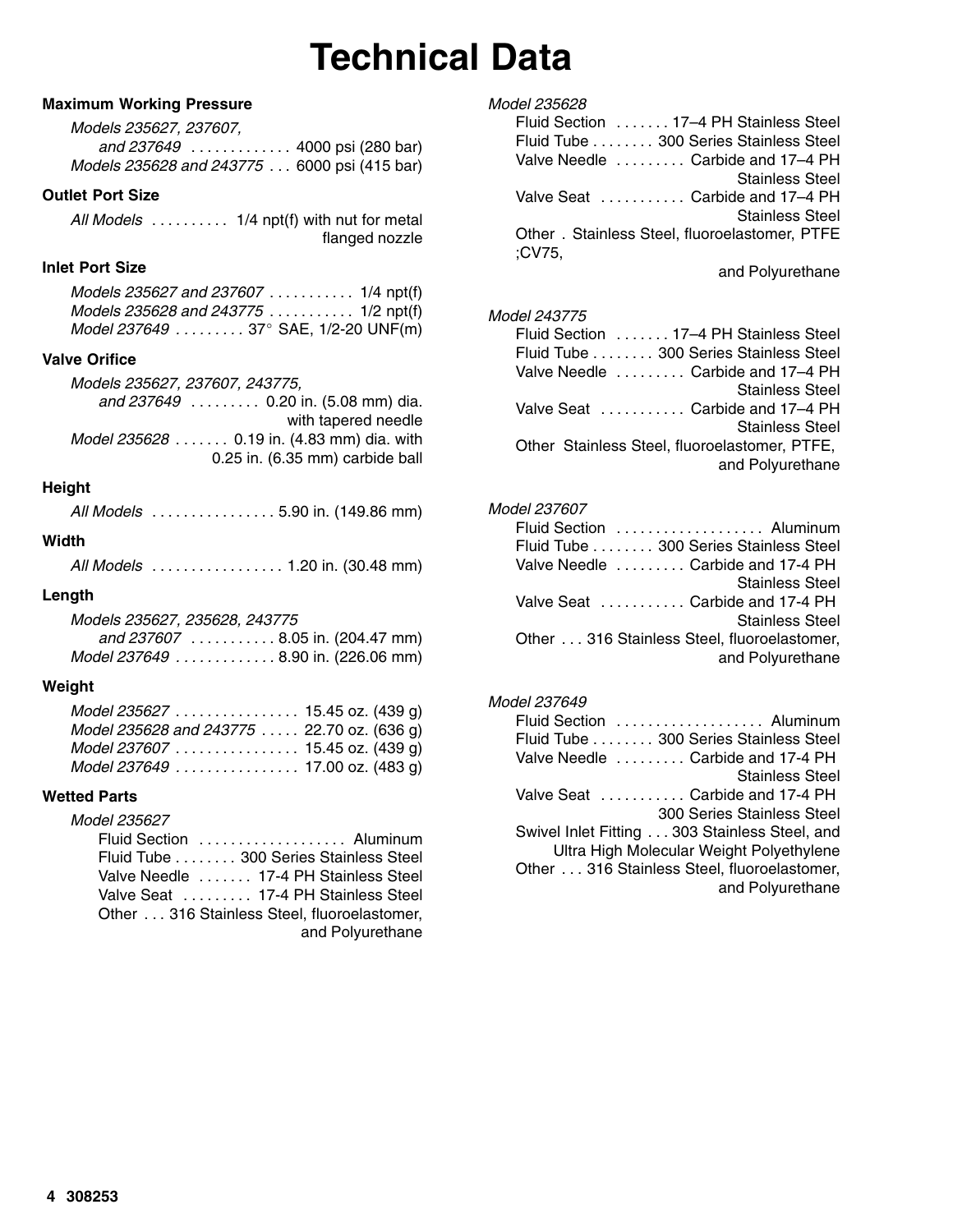# Technical Data

**Maximum Working Pressure**

*Models 235627, 237607, and 237649* . . . . . . . . . . . . . 4000 psi (280 bar)
*Models 235628 and 243775* . . . 6000 psi (415 bar)

**Outlet Port Size**

*All Models* . . . . . . . . . . 1/4 npt(f) with nut for metal flanged nozzle

**Inlet Port Size**

*Models 235627 and 237607* . . . . . . . . . . . 1/4 npt(f)
*Models 235628 and 243775* . . . . . . . . . . . 1/2 npt(f)
*Model 237649* . . . . . . . . . 37° SAE, 1/2-20 UNF(m)

**Valve Orifice**

*Models 235627, 237607, 243775, and 237649* . . . . . . . . . 0.20 in. (5.08 mm) dia. with tapered needle
*Model 235628* . . . . . . . 0.19 in. (4.83 mm) dia. with 0.25 in. (6.35 mm) carbide ball

**Height**

*All Models* . . . . . . . . . . . . . . . . 5.90 in. (149.86 mm)

**Width**

*All Models* . . . . . . . . . . . . . . . . . 1.20 in. (30.48 mm)

**Length**

*Models 235627, 235628, 243775 and 237607* . . . . . . . . . . . 8.05 in. (204.47 mm)
*Model 237649* . . . . . . . . . . . . . 8.90 in. (226.06 mm)

**Weight**

*Model 235627* . . . . . . . . . . . . . . . . 15.45 oz. (439 g)
*Model 235628 and 243775* . . . . . 22.70 oz. (636 g)
*Model 237607* . . . . . . . . . . . . . . . . 15.45 oz. (439 g)
*Model 237649* . . . . . . . . . . . . . . . . 17.00 oz. (483 g)

**Wetted Parts**

*Model 235627*

Fluid Section . . . . . . . . . . . . . . . . . . . Aluminum
Fluid Tube . . . . . . . . 300 Series Stainless Steel
Valve Needle . . . . . . . 17-4 PH Stainless Steel
Valve Seat . . . . . . . . . 17-4 PH Stainless Steel
Other . . . 316 Stainless Steel, fluoroelastomer, and Polyurethane

*Model 235628*

Fluid Section . . . . . . . 17–4 PH Stainless Steel
Fluid Tube . . . . . . . . 300 Series Stainless Steel
Valve Needle . . . . . . . . . Carbide and 17–4 PH Stainless Steel
Valve Seat . . . . . . . . . . . Carbide and 17–4 PH Stainless Steel
Other . Stainless Steel, fluoroelastomer, PTFE ;CV75, and Polyurethane

*Model 243775*

Fluid Section . . . . . . . 17–4 PH Stainless Steel
Fluid Tube . . . . . . . . 300 Series Stainless Steel
Valve Needle . . . . . . . . . Carbide and 17–4 PH Stainless Steel
Valve Seat . . . . . . . . . . . Carbide and 17–4 PH Stainless Steel
Other Stainless Steel, fluoroelastomer, PTFE, and Polyurethane

*Model 237607*

Fluid Section . . . . . . . . . . . . . . . . . . . Aluminum
Fluid Tube . . . . . . . . 300 Series Stainless Steel
Valve Needle . . . . . . . . . Carbide and 17-4 PH Stainless Steel
Valve Seat . . . . . . . . . . . Carbide and 17-4 PH Stainless Steel
Other . . . 316 Stainless Steel, fluoroelastomer, and Polyurethane

*Model 237649*

Fluid Section . . . . . . . . . . . . . . . . . . . Aluminum
Fluid Tube . . . . . . . . 300 Series Stainless Steel
Valve Needle . . . . . . . . . Carbide and 17-4 PH Stainless Steel
Valve Seat . . . . . . . . . . . Carbide and 17-4 PH 300 Series Stainless Steel
Swivel Inlet Fitting . . . 303 Stainless Steel, and Ultra High Molecular Weight Polyethylene
Other . . . 316 Stainless Steel, fluoroelastomer, and Polyurethane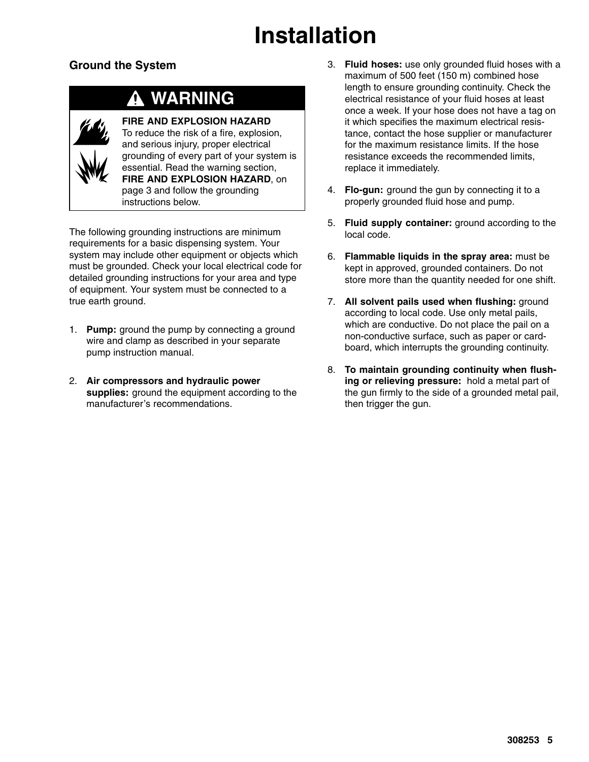# Installation

## Ground the System

**⚠ WARNING**

**FIRE AND EXPLOSION HAZARD**
To reduce the risk of a fire, explosion, and serious injury, proper electrical grounding of every part of your system is essential. Read the warning section, **FIRE AND EXPLOSION HAZARD**, on page 3 and follow the grounding instructions below.

The following grounding instructions are minimum requirements for a basic dispensing system. Your system may include other equipment or objects which must be grounded. Check your local electrical code for detailed grounding instructions for your area and type of equipment. Your system must be connected to a true earth ground.

1. **Pump:** ground the pump by connecting a ground wire and clamp as described in your separate pump instruction manual.
2. **Air compressors and hydraulic power supplies:** ground the equipment according to the manufacturer's recommendations.
3. **Fluid hoses:** use only grounded fluid hoses with a maximum of 500 feet (150 m) combined hose length to ensure grounding continuity. Check the electrical resistance of your fluid hoses at least once a week. If your hose does not have a tag on it which specifies the maximum electrical resistance, contact the hose supplier or manufacturer for the maximum resistance limits. If the hose resistance exceeds the recommended limits, replace it immediately.
4. **Flo-gun:** ground the gun by connecting it to a properly grounded fluid hose and pump.
5. **Fluid supply container:** ground according to the local code.
6. **Flammable liquids in the spray area:** must be kept in approved, grounded containers. Do not store more than the quantity needed for one shift.
7. **All solvent pails used when flushing:** ground according to local code. Use only metal pails, which are conductive. Do not place the pail on a non-conductive surface, such as paper or cardboard, which interrupts the grounding continuity.
8. **To maintain grounding continuity when flushing or relieving pressure:** hold a metal part of the gun firmly to the side of a grounded metal pail, then trigger the gun.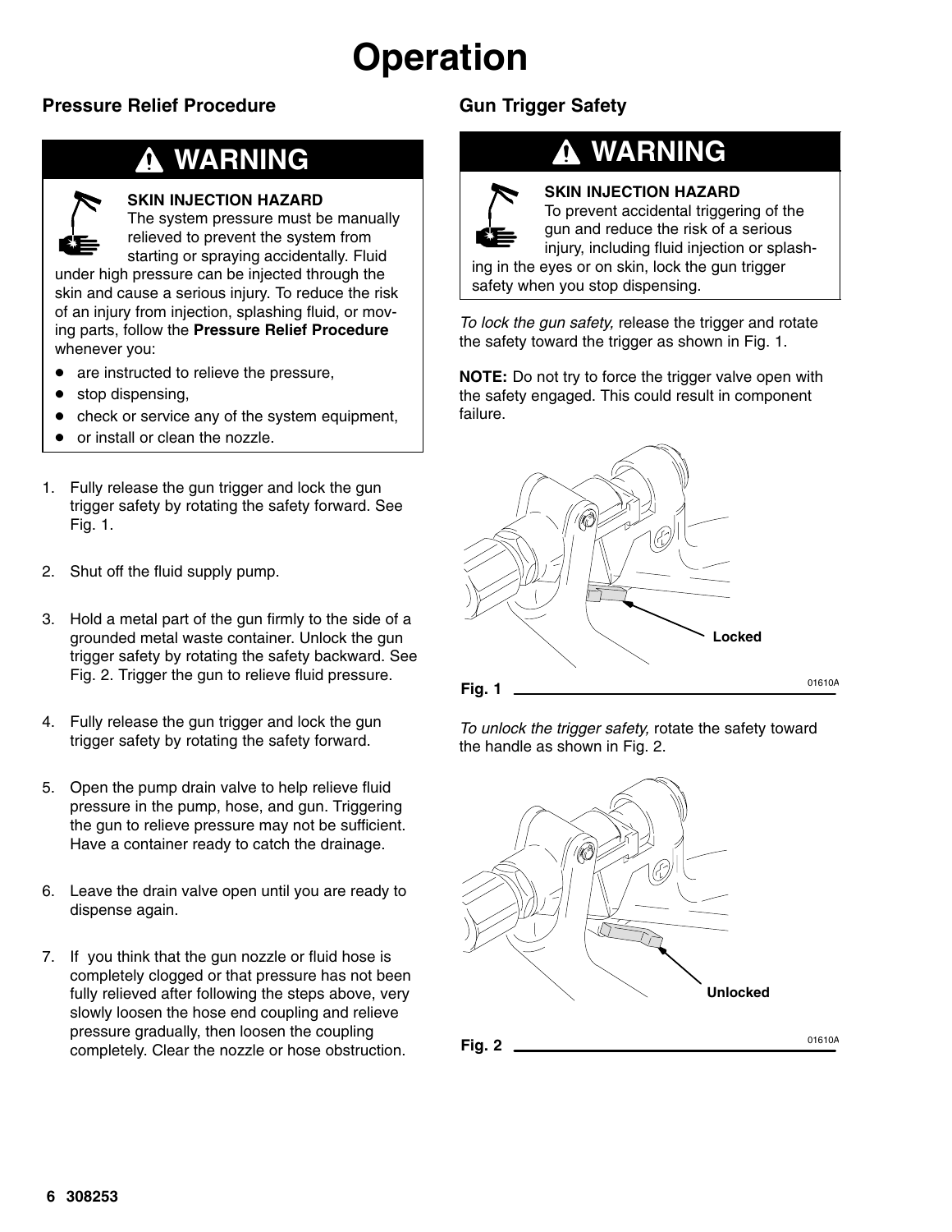# Operation

## Pressure Relief Procedure

### ⚠ WARNING

**SKIN INJECTION HAZARD**

The system pressure must be manually relieved to prevent the system from starting or spraying accidentally. Fluid under high pressure can be injected through the skin and cause a serious injury. To reduce the risk of an injury from injection, splashing fluid, or moving parts, follow the **Pressure Relief Procedure** whenever you:

- are instructed to relieve the pressure,
- stop dispensing,
- check or service any of the system equipment,
- or install or clean the nozzle.

1. Fully release the gun trigger and lock the gun trigger safety by rotating the safety forward. See Fig. 1.
2. Shut off the fluid supply pump.
3. Hold a metal part of the gun firmly to the side of a grounded metal waste container. Unlock the gun trigger safety by rotating the safety backward. See Fig. 2. Trigger the gun to relieve fluid pressure.
4. Fully release the gun trigger and lock the gun trigger safety by rotating the safety forward.
5. Open the pump drain valve to help relieve fluid pressure in the pump, hose, and gun. Triggering the gun to relieve pressure may not be sufficient. Have a container ready to catch the drainage.
6. Leave the drain valve open until you are ready to dispense again.
7. If you think that the gun nozzle or fluid hose is completely clogged or that pressure has not been fully relieved after following the steps above, very slowly loosen the hose end coupling and relieve pressure gradually, then loosen the coupling completely. Clear the nozzle or hose obstruction.

## Gun Trigger Safety

### ⚠ WARNING

**SKIN INJECTION HAZARD**

To prevent accidental triggering of the gun and reduce the risk of a serious injury, including fluid injection or splashing in the eyes or on skin, lock the gun trigger safety when you stop dispensing.

*To lock the gun safety,* release the trigger and rotate the safety toward the trigger as shown in Fig. 1.

**NOTE:** Do not try to force the trigger valve open with the safety engaged. This could result in component failure.

Locked

**Fig. 1** 01610A

*To unlock the trigger safety,* rotate the safety toward the handle as shown in Fig. 2.

Unlocked

**Fig. 2** 01610A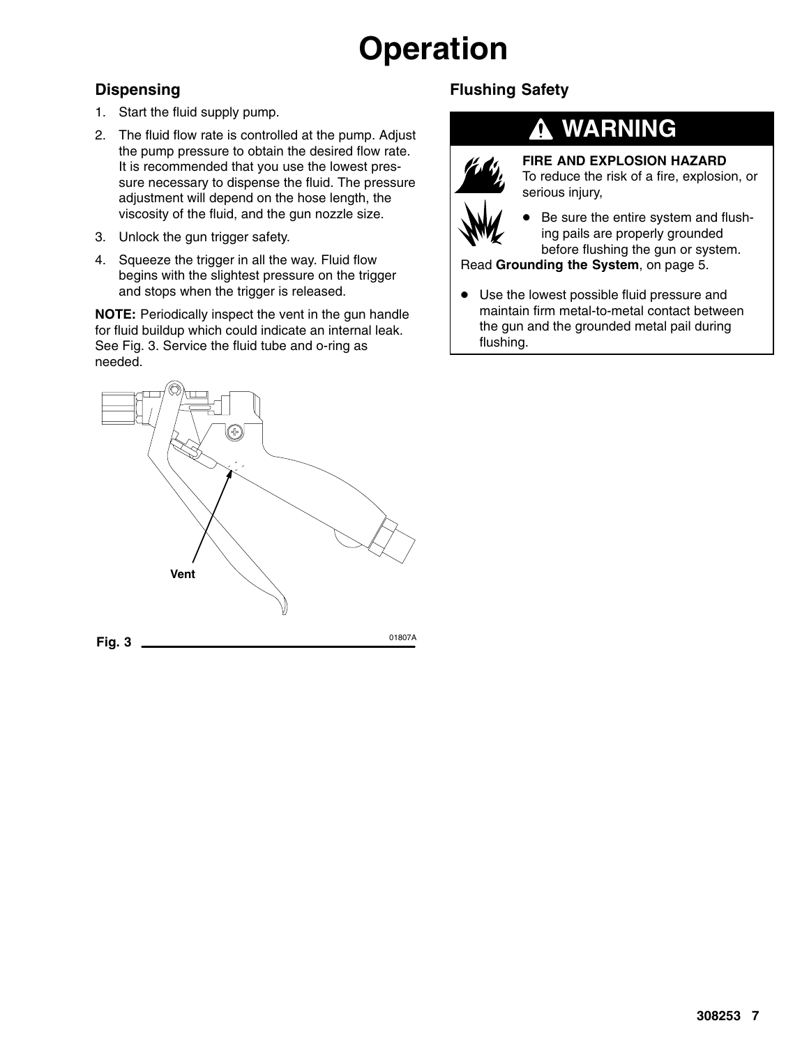# Operation

## Dispensing

1. Start the fluid supply pump.
2. The fluid flow rate is controlled at the pump. Adjust the pump pressure to obtain the desired flow rate. It is recommended that you use the lowest pressure necessary to dispense the fluid. The pressure adjustment will depend on the hose length, the viscosity of the fluid, and the gun nozzle size.
3. Unlock the gun trigger safety.
4. Squeeze the trigger in all the way. Fluid flow begins with the slightest pressure on the trigger and stops when the trigger is released.

**NOTE:** Periodically inspect the vent in the gun handle for fluid buildup which could indicate an internal leak. See Fig. 3. Service the fluid tube and o-ring as needed.

Vent

Fig. 3 01807A

## Flushing Safety

**WARNING**

**FIRE AND EXPLOSION HAZARD**
To reduce the risk of a fire, explosion, or serious injury,

- Be sure the entire system and flushing pails are properly grounded before flushing the gun or system. Read **Grounding the System**, on page 5.
- Use the lowest possible fluid pressure and maintain firm metal-to-metal contact between the gun and the grounded metal pail during flushing.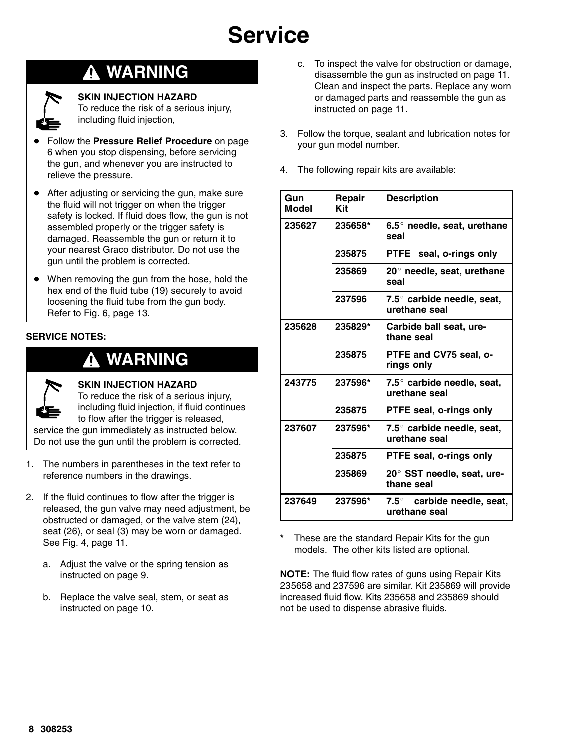# Service

## ⚠ WARNING

**SKIN INJECTION HAZARD**
To reduce the risk of a serious injury, including fluid injection,

- Follow the **Pressure Relief Procedure** on page 6 when you stop dispensing, before servicing the gun, and whenever you are instructed to relieve the pressure.
- After adjusting or servicing the gun, make sure the fluid will not trigger on when the trigger safety is locked. If fluid does flow, the gun is not assembled properly or the trigger safety is damaged. Reassemble the gun or return it to your nearest Graco distributor. Do not use the gun until the problem is corrected.
- When removing the gun from the hose, hold the hex end of the fluid tube (19) securely to avoid loosening the fluid tube from the gun body. Refer to Fig. 6, page 13.

**SERVICE NOTES:**

## ⚠ WARNING

**SKIN INJECTION HAZARD**
To reduce the risk of a serious injury, including fluid injection, if fluid continues to flow after the trigger is released, service the gun immediately as instructed below. Do not use the gun until the problem is corrected.

1. The numbers in parentheses in the text refer to reference numbers in the drawings.
2. If the fluid continues to flow after the trigger is released, the gun valve may need adjustment, be obstructed or damaged, or the valve stem (24), seat (26), or seal (3) may be worn or damaged. See Fig. 4, page 11.
   a. Adjust the valve or the spring tension as instructed on page 9.
   b. Replace the valve seal, stem, or seat as instructed on page 10.
   c. To inspect the valve for obstruction or damage, disassemble the gun as instructed on page 11. Clean and inspect the parts. Replace any worn or damaged parts and reassemble the gun as instructed on page 11.
3. Follow the torque, sealant and lubrication notes for your gun model number.
4. The following repair kits are available:

| Gun Model | Repair Kit | Description |
|---|---|---|
| 235627 | 235658* | 6.5° needle, seat, urethane seal |
| | 235875 | PTFE seal, o-rings only |
| | 235869 | 20° needle, seat, urethane seal |
| | 237596 | 7.5° carbide needle, seat, urethane seal |
| 235628 | 235829* | Carbide ball seat, urethane seal |
| | 235875 | PTFE and CV75 seal, o-rings only |
| 243775 | 237596* | 7.5° carbide needle, seat, urethane seal |
| | 235875 | PTFE seal, o-rings only |
| 237607 | 237596* | 7.5° carbide needle, seat, urethane seal |
| | 235875 | PTFE seal, o-rings only |
| | 235869 | 20° SST needle, seat, urethane seal |
| 237649 | 237596* | 7.5° carbide needle, seat, urethane seal |

\* These are the standard Repair Kits for the gun models. The other kits listed are optional.

**NOTE:** The fluid flow rates of guns using Repair Kits 235658 and 237596 are similar. Kit 235869 will provide increased fluid flow. Kits 235658 and 235869 should not be used to dispense abrasive fluids.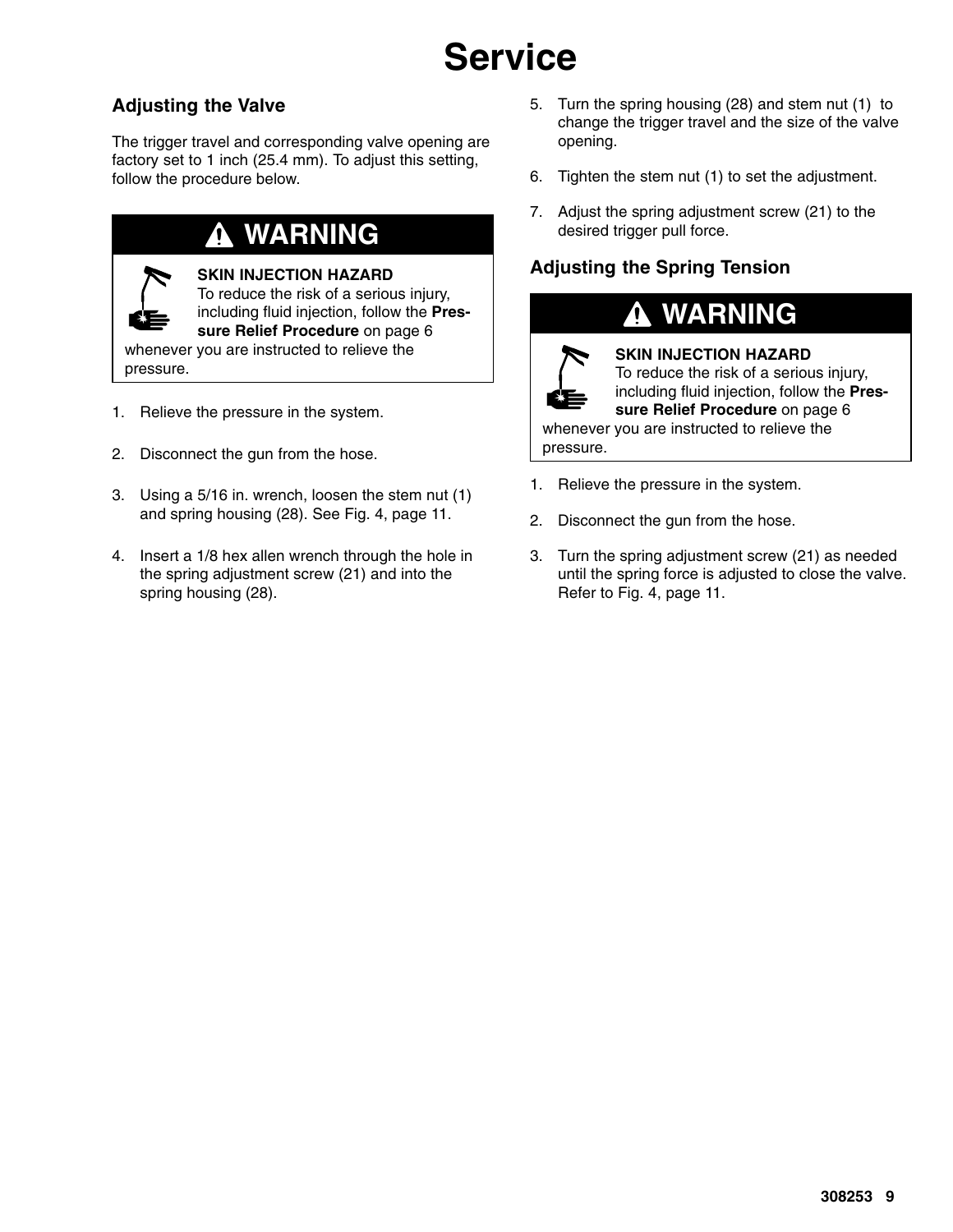# Service

## Adjusting the Valve

The trigger travel and corresponding valve opening are factory set to 1 inch (25.4 mm). To adjust this setting, follow the procedure below.

> **WARNING**
>
> **SKIN INJECTION HAZARD**
> To reduce the risk of a serious injury, including fluid injection, follow the **Pressure Relief Procedure** on page 6 whenever you are instructed to relieve the pressure.

1. Relieve the pressure in the system.
2. Disconnect the gun from the hose.
3. Using a 5/16 in. wrench, loosen the stem nut (1) and spring housing (28). See Fig. 4, page 11.
4. Insert a 1/8 hex allen wrench through the hole in the spring adjustment screw (21) and into the spring housing (28).
5. Turn the spring housing (28) and stem nut (1) to change the trigger travel and the size of the valve opening.
6. Tighten the stem nut (1) to set the adjustment.
7. Adjust the spring adjustment screw (21) to the desired trigger pull force.

## Adjusting the Spring Tension

> **WARNING**
>
> **SKIN INJECTION HAZARD**
> To reduce the risk of a serious injury, including fluid injection, follow the **Pressure Relief Procedure** on page 6 whenever you are instructed to relieve the pressure.

1. Relieve the pressure in the system.
2. Disconnect the gun from the hose.
3. Turn the spring adjustment screw (21) as needed until the spring force is adjusted to close the valve. Refer to Fig. 4, page 11.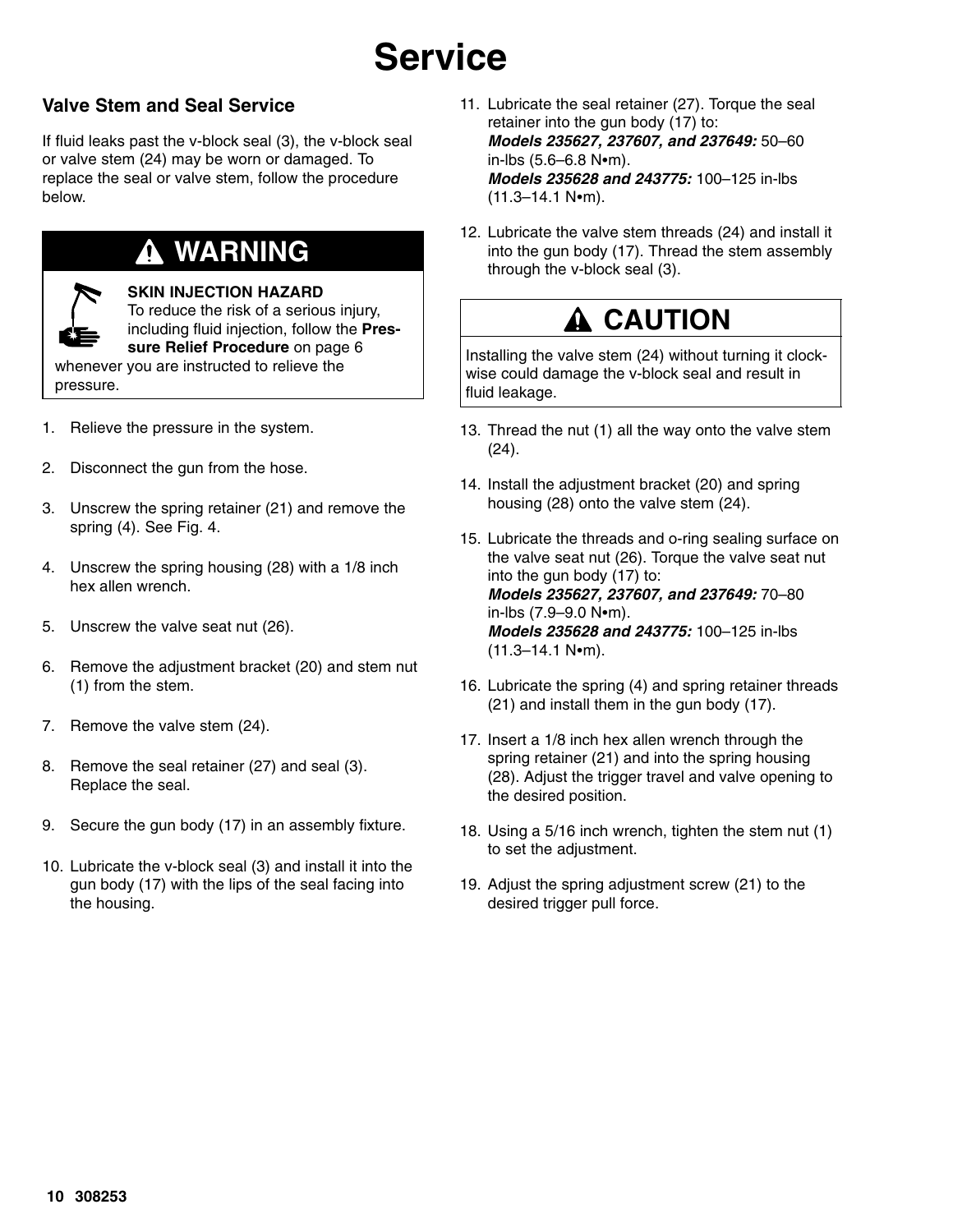# Service

## Valve Stem and Seal Service

If fluid leaks past the v-block seal (3), the v-block seal or valve stem (24) may be worn or damaged. To replace the seal or valve stem, follow the procedure below.

> **⚠ WARNING**
>
> **SKIN INJECTION HAZARD**
> To reduce the risk of a serious injury, including fluid injection, follow the **Pressure Relief Procedure** on page 6 whenever you are instructed to relieve the pressure.

1. Relieve the pressure in the system.
2. Disconnect the gun from the hose.
3. Unscrew the spring retainer (21) and remove the spring (4). See Fig. 4.
4. Unscrew the spring housing (28) with a 1/8 inch hex allen wrench.
5. Unscrew the valve seat nut (26).
6. Remove the adjustment bracket (20) and stem nut (1) from the stem.
7. Remove the valve stem (24).
8. Remove the seal retainer (27) and seal (3). Replace the seal.
9. Secure the gun body (17) in an assembly fixture.
10. Lubricate the v-block seal (3) and install it into the gun body (17) with the lips of the seal facing into the housing.
11. Lubricate the seal retainer (27). Torque the seal retainer into the gun body (17) to:
    ***Models 235627, 237607, and 237649:*** 50–60 in-lbs (5.6–6.8 N•m).
    ***Models 235628 and 243775:*** 100–125 in-lbs (11.3–14.1 N•m).
12. Lubricate the valve stem threads (24) and install it into the gun body (17). Thread the stem assembly through the v-block seal (3).

> **⚠ CAUTION**
>
> Installing the valve stem (24) without turning it clockwise could damage the v-block seal and result in fluid leakage.

13. Thread the nut (1) all the way onto the valve stem (24).
14. Install the adjustment bracket (20) and spring housing (28) onto the valve stem (24).
15. Lubricate the threads and o-ring sealing surface on the valve seat nut (26). Torque the valve seat nut into the gun body (17) to:
    ***Models 235627, 237607, and 237649:*** 70–80 in-lbs (7.9–9.0 N•m).
    ***Models 235628 and 243775:*** 100–125 in-lbs (11.3–14.1 N•m).
16. Lubricate the spring (4) and spring retainer threads (21) and install them in the gun body (17).
17. Insert a 1/8 inch hex allen wrench through the spring retainer (21) and into the spring housing (28). Adjust the trigger travel and valve opening to the desired position.
18. Using a 5/16 inch wrench, tighten the stem nut (1) to set the adjustment.
19. Adjust the spring adjustment screw (21) to the desired trigger pull force.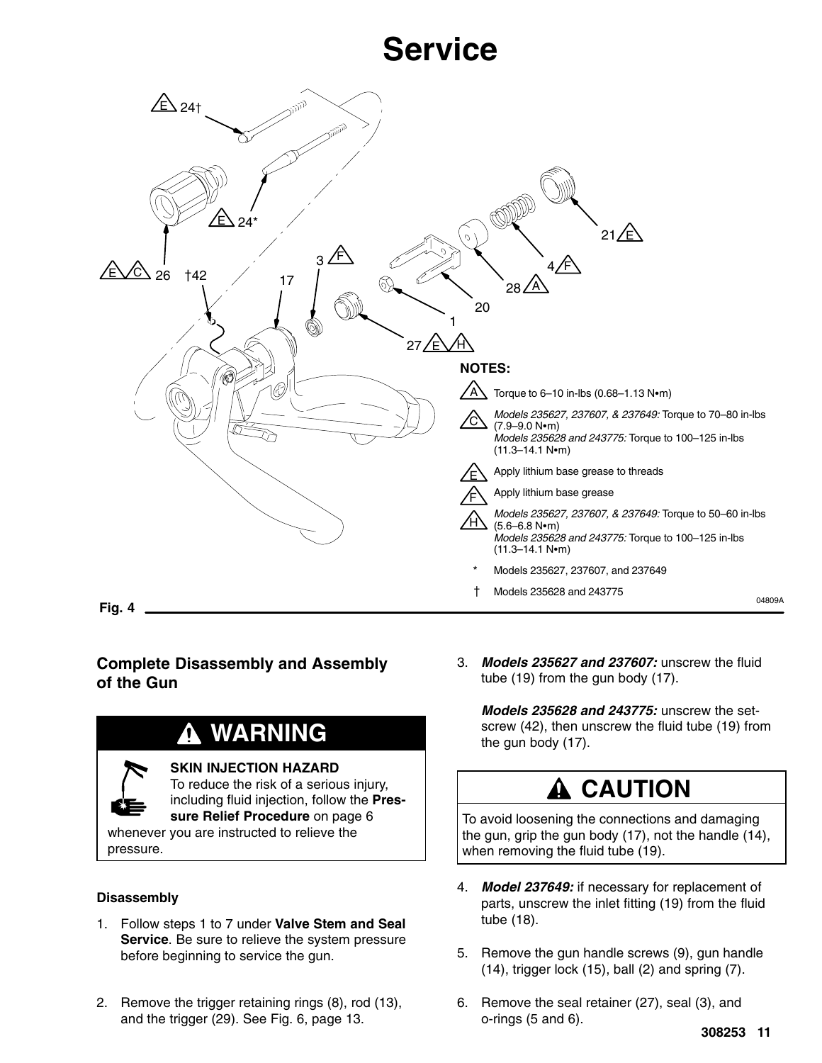# Service

**NOTES:**

- A: Torque to 6–10 in-lbs (0.68–1.13 N•m)
- C: *Models 235627, 237607, & 237649:* Torque to 70–80 in-lbs (7.9–9.0 N•m)
  *Models 235628 and 243775:* Torque to 100–125 in-lbs (11.3–14.1 N•m)
- E: Apply lithium base grease to threads
- F: Apply lithium base grease
- H: *Models 235627, 237607, & 237649:* Torque to 50–60 in-lbs (5.6–6.8 N•m)
  *Models 235628 and 243775:* Torque to 100–125 in-lbs (11.3–14.1 N•m)
- \* Models 235627, 237607, and 237649
- † Models 235628 and 243775

Fig. 4

## Complete Disassembly and Assembly of the Gun

**⚠ WARNING**

**SKIN INJECTION HAZARD**
To reduce the risk of a serious injury, including fluid injection, follow the **Pressure Relief Procedure** on page 6 whenever you are instructed to relieve the pressure.

### Disassembly

1. Follow steps 1 to 7 under **Valve Stem and Seal Service**. Be sure to relieve the system pressure before beginning to service the gun.
2. Remove the trigger retaining rings (8), rod (13), and the trigger (29). See Fig. 6, page 13.
3. ***Models 235627 and 237607:*** unscrew the fluid tube (19) from the gun body (17).

   ***Models 235628 and 243775:*** unscrew the set-screw (42), then unscrew the fluid tube (19) from the gun body (17).

**⚠ CAUTION**

To avoid loosening the connections and damaging the gun, grip the gun body (17), not the handle (14), when removing the fluid tube (19).

4. ***Model 237649:*** if necessary for replacement of parts, unscrew the inlet fitting (19) from the fluid tube (18).
5. Remove the gun handle screws (9), gun handle (14), trigger lock (15), ball (2) and spring (7).
6. Remove the seal retainer (27), seal (3), and o-rings (5 and 6).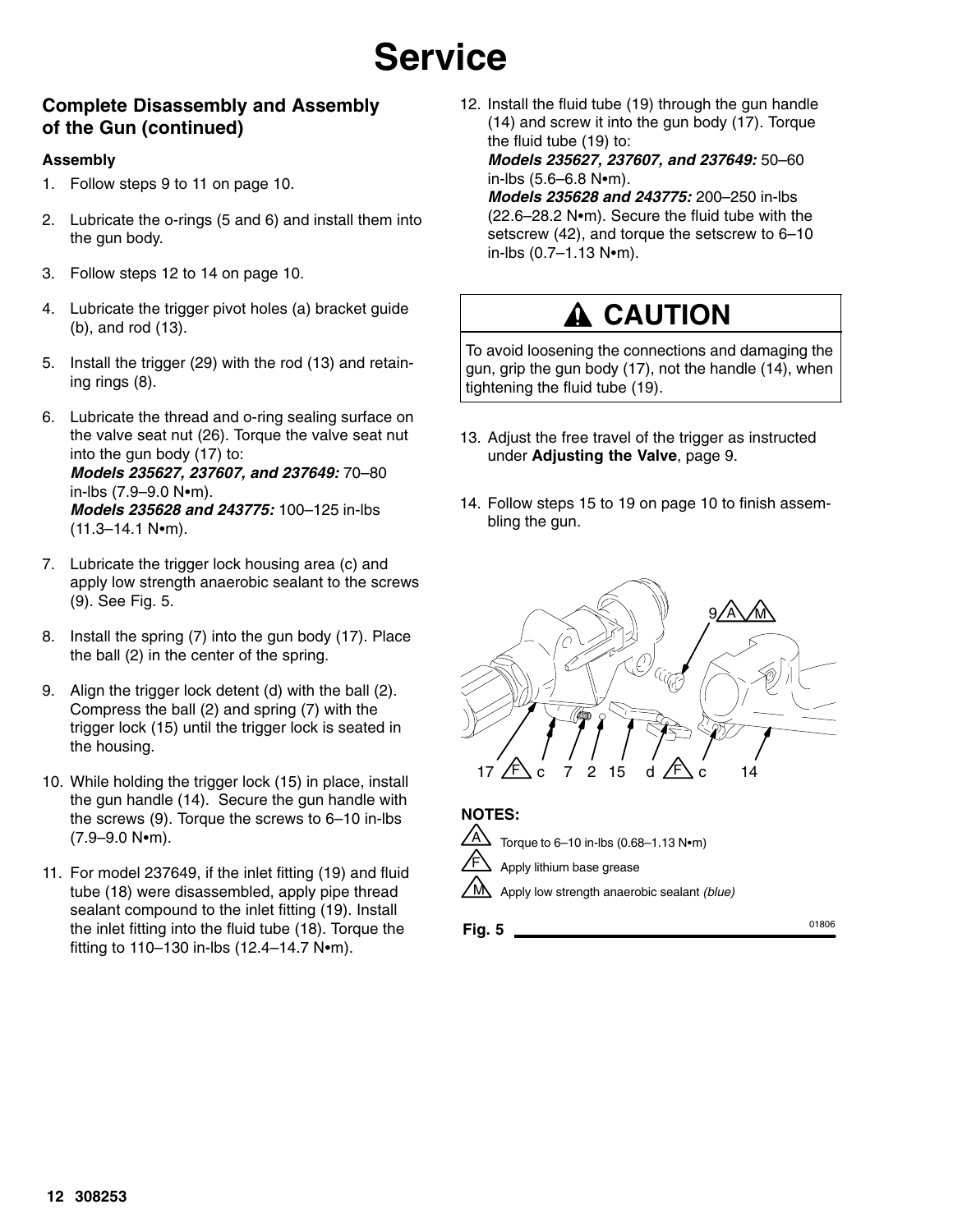# Service

## Complete Disassembly and Assembly of the Gun (continued)

### Assembly

1. Follow steps 9 to 11 on page 10.
2. Lubricate the o-rings (5 and 6) and install them into the gun body.
3. Follow steps 12 to 14 on page 10.
4. Lubricate the trigger pivot holes (a) bracket guide (b), and rod (13).
5. Install the trigger (29) with the rod (13) and retaining rings (8).
6. Lubricate the thread and o-ring sealing surface on the valve seat nut (26). Torque the valve seat nut into the gun body (17) to:
   ***Models 235627, 237607, and 237649:*** 70–80 in-lbs (7.9–9.0 N•m).
   ***Models 235628 and 243775:*** 100–125 in-lbs (11.3–14.1 N•m).
7. Lubricate the trigger lock housing area (c) and apply low strength anaerobic sealant to the screws (9). See Fig. 5.
8. Install the spring (7) into the gun body (17). Place the ball (2) in the center of the spring.
9. Align the trigger lock detent (d) with the ball (2). Compress the ball (2) and spring (7) with the trigger lock (15) until the trigger lock is seated in the housing.
10. While holding the trigger lock (15) in place, install the gun handle (14). Secure the gun handle with the screws (9). Torque the screws to 6–10 in-lbs (7.9–9.0 N•m).
11. For model 237649, if the inlet fitting (19) and fluid tube (18) were disassembled, apply pipe thread sealant compound to the inlet fitting (19). Install the inlet fitting into the fluid tube (18). Torque the fitting to 110–130 in-lbs (12.4–14.7 N•m).
12. Install the fluid tube (19) through the gun handle (14) and screw it into the gun body (17). Torque the fluid tube (19) to:
    ***Models 235627, 237607, and 237649:*** 50–60 in-lbs (5.6–6.8 N•m).
    ***Models 235628 and 243775:*** 200–250 in-lbs (22.6–28.2 N•m). Secure the fluid tube with the setscrew (42), and torque the setscrew to 6–10 in-lbs (0.7–1.13 N•m).

**CAUTION**

To avoid loosening the connections and damaging the gun, grip the gun body (17), not the handle (14), when tightening the fluid tube (19).

13. Adjust the free travel of the trigger as instructed under **Adjusting the Valve**, page 9.
14. Follow steps 15 to 19 on page 10 to finish assembling the gun.

**NOTES:**

A Torque to 6–10 in-lbs (0.68–1.13 N•m)

F Apply lithium base grease

M Apply low strength anaerobic sealant *(blue)*

**Fig. 5**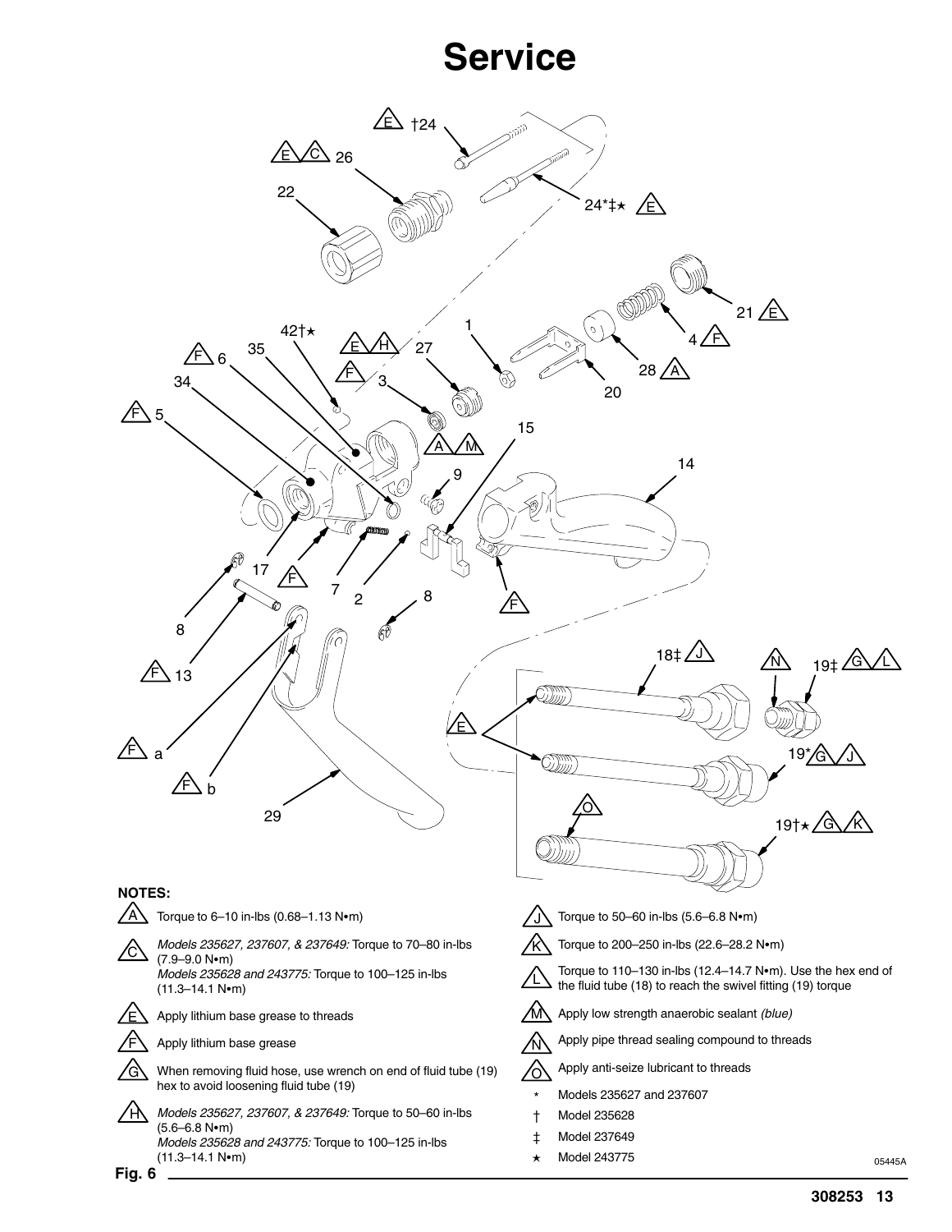# Service

**NOTES:**

- A: Torque to 6–10 in-lbs (0.68–1.13 N•m)
- C: *Models 235627, 237607, & 237649:* Torque to 70–80 in-lbs (7.9–9.0 N•m)
  *Models 235628 and 243775:* Torque to 100–125 in-lbs (11.3–14.1 N•m)
- E: Apply lithium base grease to threads
- F: Apply lithium base grease
- G: When removing fluid hose, use wrench on end of fluid tube (19) hex to avoid loosening fluid tube (19)
- H: *Models 235627, 237607, & 237649:* Torque to 50–60 in-lbs (5.6–6.8 N•m)
  *Models 235628 and 243775:* Torque to 100–125 in-lbs (11.3–14.1 N•m)
- J: Torque to 50–60 in-lbs (5.6–6.8 N•m)
- K: Torque to 200–250 in-lbs (22.6–28.2 N•m)
- L: Torque to 110–130 in-lbs (12.4–14.7 N•m). Use the hex end of the fluid tube (18) to reach the swivel fitting (19) torque
- M: Apply low strength anaerobic sealant *(blue)*
- N: Apply pipe thread sealing compound to threads
- O: Apply anti-seize lubricant to threads
- * Models 235627 and 237607
- † Model 235628
- ‡ Model 237649
- ★ Model 243775

05445A

**Fig. 6**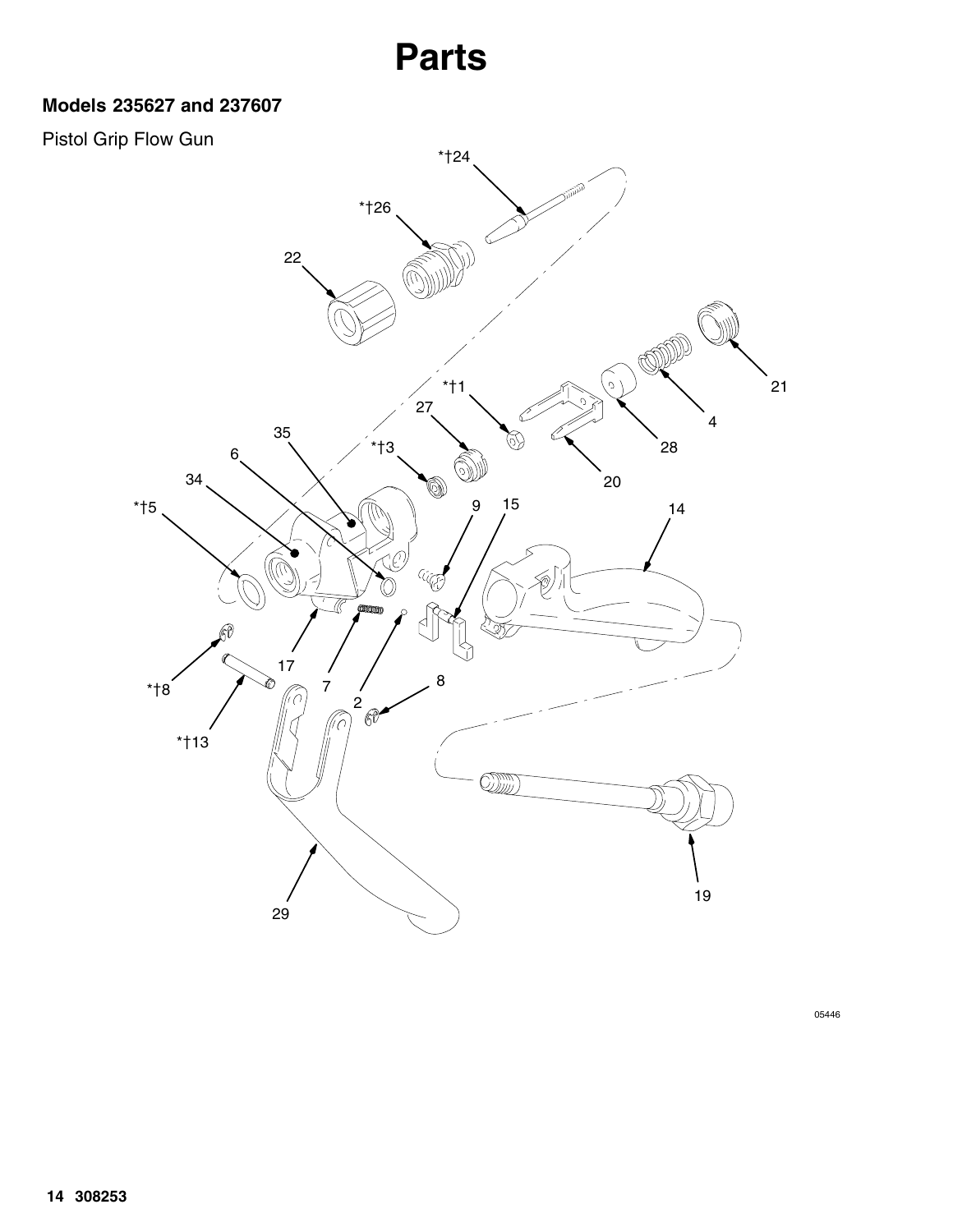# Parts

### Models 235627 and 237607

Pistol Grip Flow Gun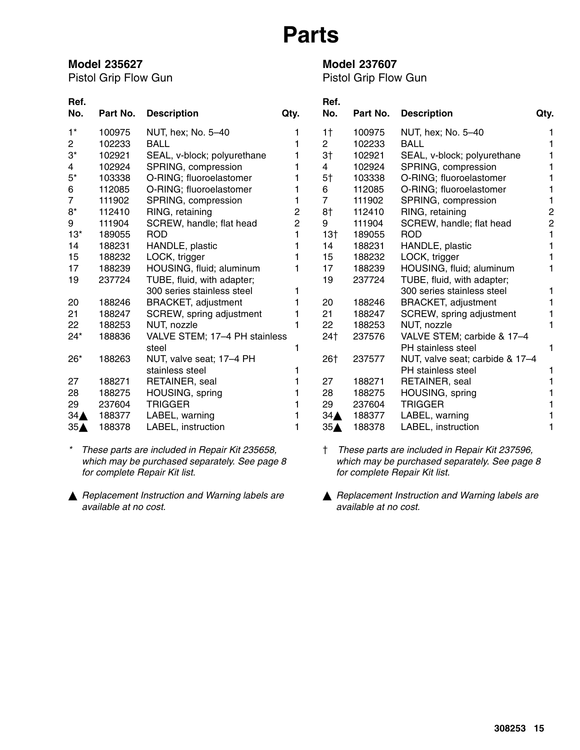# Parts

## Model 235627

Pistol Grip Flow Gun

| Ref. No. | Part No. | Description | Qty. |
|---|---|---|---|
| 1* | 100975 | NUT, hex; No. 5–40 | 1 |
| 2 | 102233 | BALL | 1 |
| 3* | 102921 | SEAL, v-block; polyurethane | 1 |
| 4 | 102924 | SPRING, compression | 1 |
| 5* | 103338 | O-RING; fluoroelastomer | 1 |
| 6 | 112085 | O-RING; fluoroelastomer | 1 |
| 7 | 111902 | SPRING, compression | 1 |
| 8* | 112410 | RING, retaining | 2 |
| 9 | 111904 | SCREW, handle; flat head | 2 |
| 13* | 189055 | ROD | 1 |
| 14 | 188231 | HANDLE, plastic | 1 |
| 15 | 188232 | LOCK, trigger | 1 |
| 17 | 188239 | HOUSING, fluid; aluminum | 1 |
| 19 | 237724 | TUBE, fluid, with adapter; 300 series stainless steel | 1 |
| 20 | 188246 | BRACKET, adjustment | 1 |
| 21 | 188247 | SCREW, spring adjustment | 1 |
| 22 | 188253 | NUT, nozzle | 1 |
| 24* | 188836 | VALVE STEM; 17–4 PH stainless steel | 1 |
| 26* | 188263 | NUT, valve seat; 17–4 PH stainless steel | 1 |
| 27 | 188271 | RETAINER, seal | 1 |
| 28 | 188275 | HOUSING, spring | 1 |
| 29 | 237604 | TRIGGER | 1 |
| 34▲ | 188377 | LABEL, warning | 1 |
| 35▲ | 188378 | LABEL, instruction | 1 |

*\* These parts are included in Repair Kit 235658, which may be purchased separately. See page 8 for complete Repair Kit list.*

*▲ Replacement Instruction and Warning labels are available at no cost.*

## Model 237607

Pistol Grip Flow Gun

| Ref. No. | Part No. | Description | Qty. |
|---|---|---|---|
| 1† | 100975 | NUT, hex; No. 5–40 | 1 |
| 2 | 102233 | BALL | 1 |
| 3† | 102921 | SEAL, v-block; polyurethane | 1 |
| 4 | 102924 | SPRING, compression | 1 |
| 5† | 103338 | O-RING; fluoroelastomer | 1 |
| 6 | 112085 | O-RING; fluoroelastomer | 1 |
| 7 | 111902 | SPRING, compression | 1 |
| 8† | 112410 | RING, retaining | 2 |
| 9 | 111904 | SCREW, handle; flat head | 2 |
| 13† | 189055 | ROD | 1 |
| 14 | 188231 | HANDLE, plastic | 1 |
| 15 | 188232 | LOCK, trigger | 1 |
| 17 | 188239 | HOUSING, fluid; aluminum | 1 |
| 19 | 237724 | TUBE, fluid, with adapter; 300 series stainless steel | 1 |
| 20 | 188246 | BRACKET, adjustment | 1 |
| 21 | 188247 | SCREW, spring adjustment | 1 |
| 22 | 188253 | NUT, nozzle | 1 |
| 24† | 237576 | VALVE STEM; carbide & 17–4 PH stainless steel | 1 |
| 26† | 237577 | NUT, valve seat; carbide & 17–4 PH stainless steel | 1 |
| 27 | 188271 | RETAINER, seal | 1 |
| 28 | 188275 | HOUSING, spring | 1 |
| 29 | 237604 | TRIGGER | 1 |
| 34▲ | 188377 | LABEL, warning | 1 |
| 35▲ | 188378 | LABEL, instruction | 1 |

*† These parts are included in Repair Kit 237596, which may be purchased separately. See page 8 for complete Repair Kit list.*

*▲ Replacement Instruction and Warning labels are available at no cost.*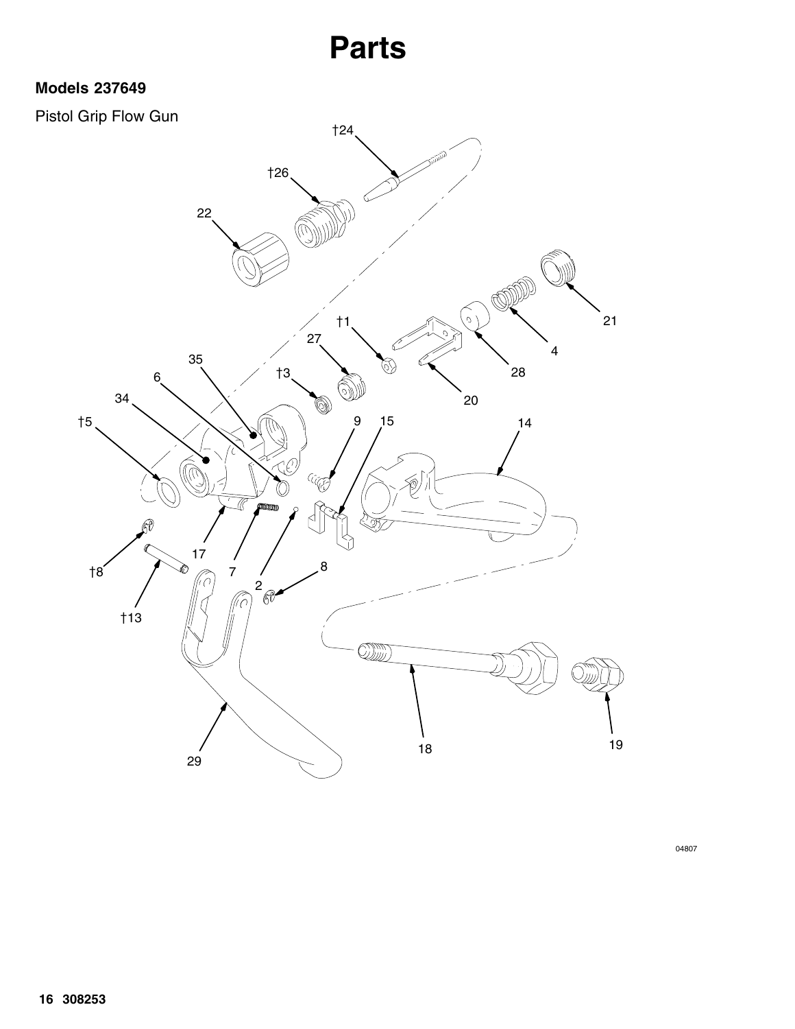# Parts

**Models 237649**

Pistol Grip Flow Gun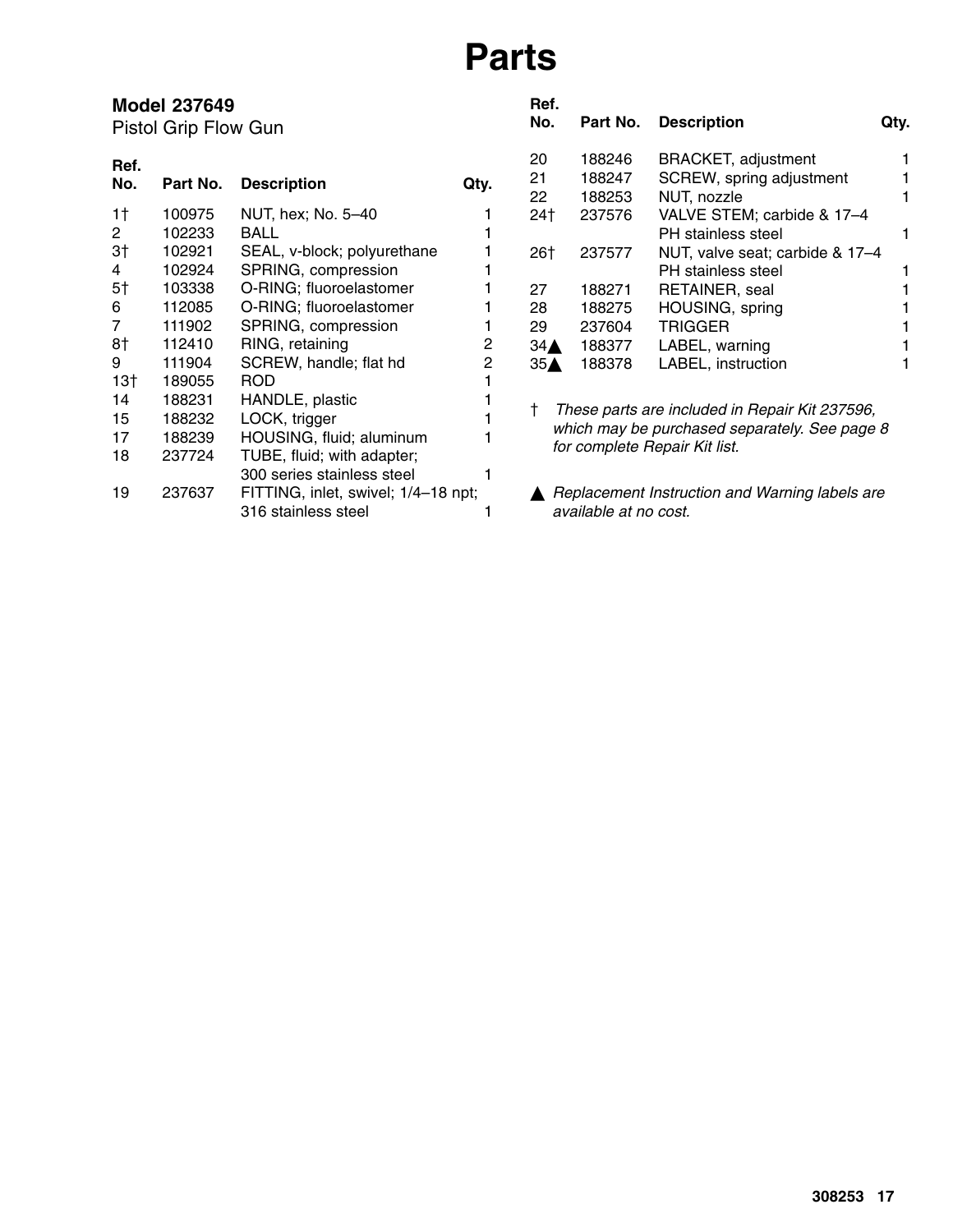# Parts

**Model 237649**
Pistol Grip Flow Gun

| Ref. No. | Part No. | Description | Qty. |
|---|---|---|---|
| 1† | 100975 | NUT, hex; No. 5–40 | 1 |
| 2 | 102233 | BALL | 1 |
| 3† | 102921 | SEAL, v-block; polyurethane | 1 |
| 4 | 102924 | SPRING, compression | 1 |
| 5† | 103338 | O-RING; fluoroelastomer | 1 |
| 6 | 112085 | O-RING; fluoroelastomer | 1 |
| 7 | 111902 | SPRING, compression | 1 |
| 8† | 112410 | RING, retaining | 2 |
| 9 | 111904 | SCREW, handle; flat hd | 2 |
| 13† | 189055 | ROD | 1 |
| 14 | 188231 | HANDLE, plastic | 1 |
| 15 | 188232 | LOCK, trigger | 1 |
| 17 | 188239 | HOUSING, fluid; aluminum | 1 |
| 18 | 237724 | TUBE, fluid; with adapter; 300 series stainless steel | 1 |
| 19 | 237637 | FITTING, inlet, swivel; 1/4–18 npt; 316 stainless steel | 1 |
| 20 | 188246 | BRACKET, adjustment | 1 |
| 21 | 188247 | SCREW, spring adjustment | 1 |
| 22 | 188253 | NUT, nozzle | 1 |
| 24† | 237576 | VALVE STEM; carbide & 17–4 PH stainless steel | 1 |
| 26† | 237577 | NUT, valve seat; carbide & 17–4 PH stainless steel | 1 |
| 27 | 188271 | RETAINER, seal | 1 |
| 28 | 188275 | HOUSING, spring | 1 |
| 29 | 237604 | TRIGGER | 1 |
| 34▲ | 188377 | LABEL, warning | 1 |
| 35▲ | 188378 | LABEL, instruction | 1 |

† *These parts are included in Repair Kit 237596, which may be purchased separately. See page 8 for complete Repair Kit list.*

▲ *Replacement Instruction and Warning labels are available at no cost.*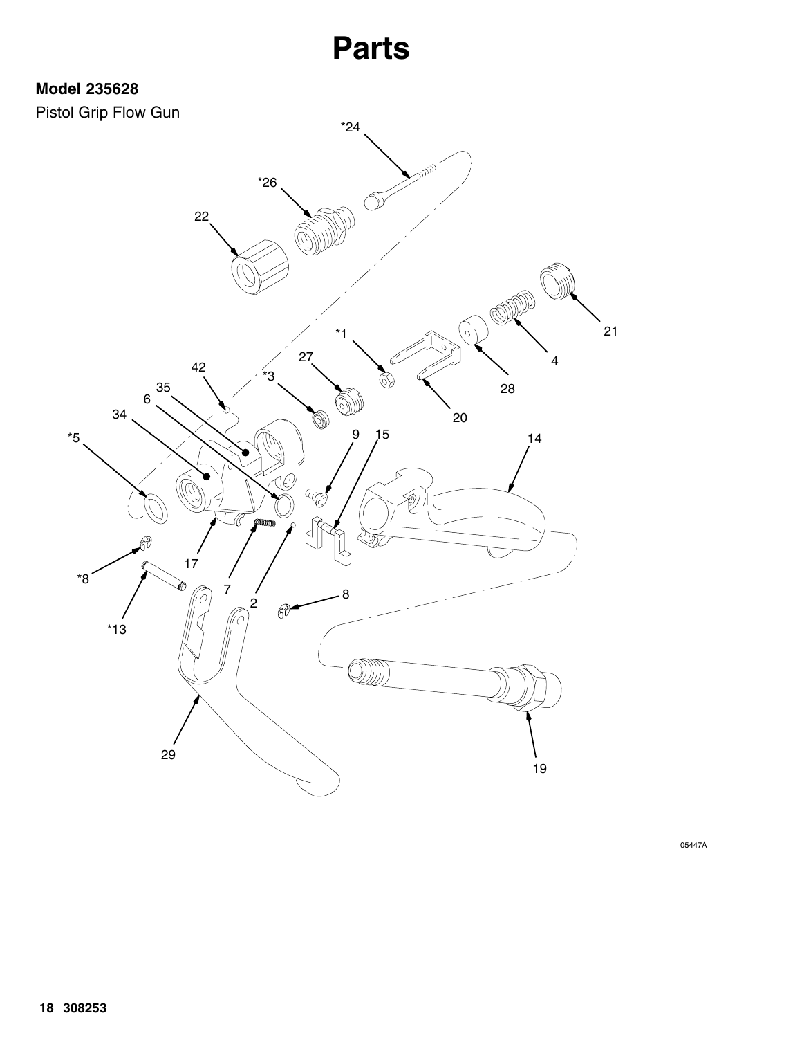# Parts

**Model 235628**

Pistol Grip Flow Gun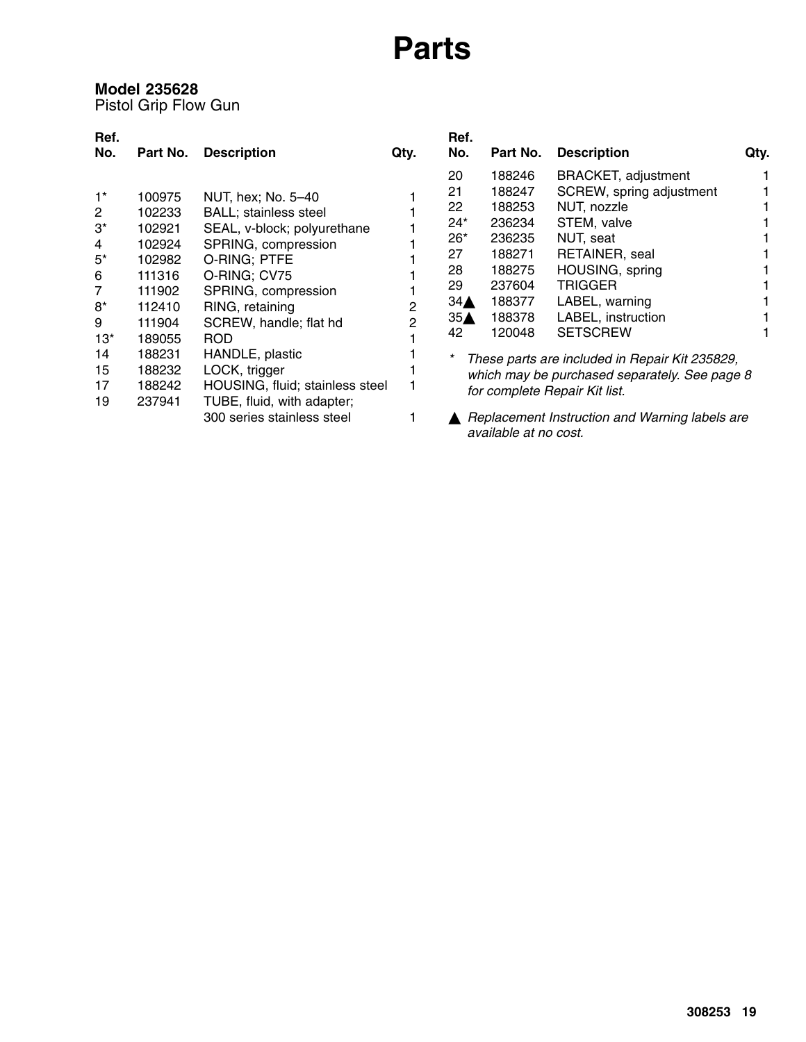# Parts

### Model 235628

Pistol Grip Flow Gun

| Ref. No. | Part No. | Description | Qty. |
|---|---|---|---|
| 1* | 100975 | NUT, hex; No. 5–40 | 1 |
| 2 | 102233 | BALL; stainless steel | 1 |
| 3* | 102921 | SEAL, v-block; polyurethane | 1 |
| 4 | 102924 | SPRING, compression | 1 |
| 5* | 102982 | O-RING; PTFE | 1 |
| 6 | 111316 | O-RING; CV75 | 1 |
| 7 | 111902 | SPRING, compression | 1 |
| 8* | 112410 | RING, retaining | 2 |
| 9 | 111904 | SCREW, handle; flat hd | 2 |
| 13* | 189055 | ROD | 1 |
| 14 | 188231 | HANDLE, plastic | 1 |
| 15 | 188232 | LOCK, trigger | 1 |
| 17 | 188242 | HOUSING, fluid; stainless steel | 1 |
| 19 | 237941 | TUBE, fluid, with adapter; 300 series stainless steel | 1 |
| 20 | 188246 | BRACKET, adjustment | 1 |
| 21 | 188247 | SCREW, spring adjustment | 1 |
| 22 | 188253 | NUT, nozzle | 1 |
| 24* | 236234 | STEM, valve | 1 |
| 26* | 236235 | NUT, seat | 1 |
| 27 | 188271 | RETAINER, seal | 1 |
| 28 | 188275 | HOUSING, spring | 1 |
| 29 | 237604 | TRIGGER | 1 |
| 34▲ | 188377 | LABEL, warning | 1 |
| 35▲ | 188378 | LABEL, instruction | 1 |
| 42 | 120048 | SETSCREW | 1 |

\* *These parts are included in Repair Kit 235829, which may be purchased separately. See page 8 for complete Repair Kit list.*

▲ *Replacement Instruction and Warning labels are available at no cost.*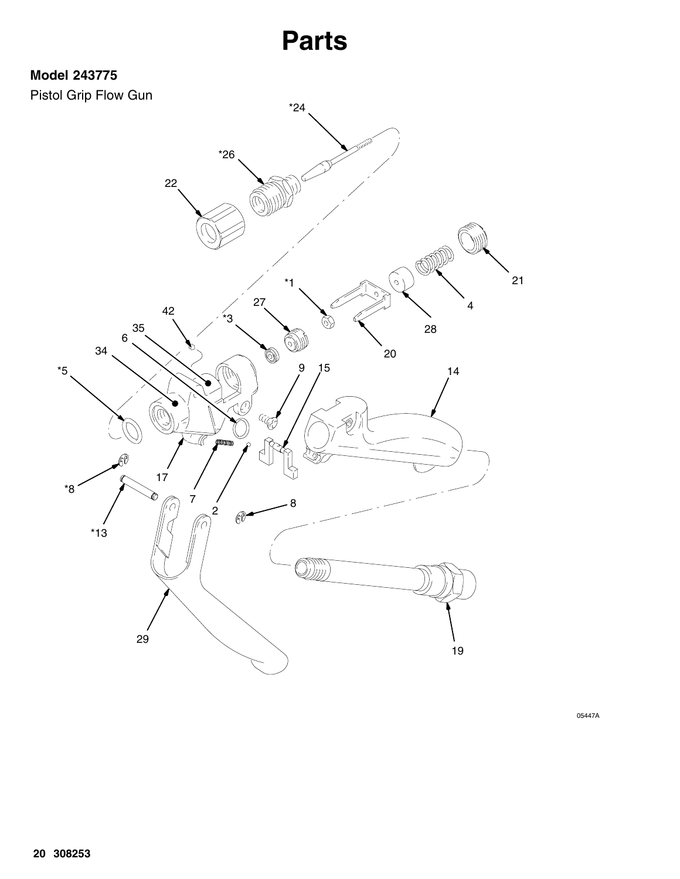# Parts

**Model 243775**

Pistol Grip Flow Gun

*24

*26

22

21

*1

27

4

*3

42

28

35

6

20

34

9

15

14

*5

17

*8

7

2

8

*13

29

19

05447A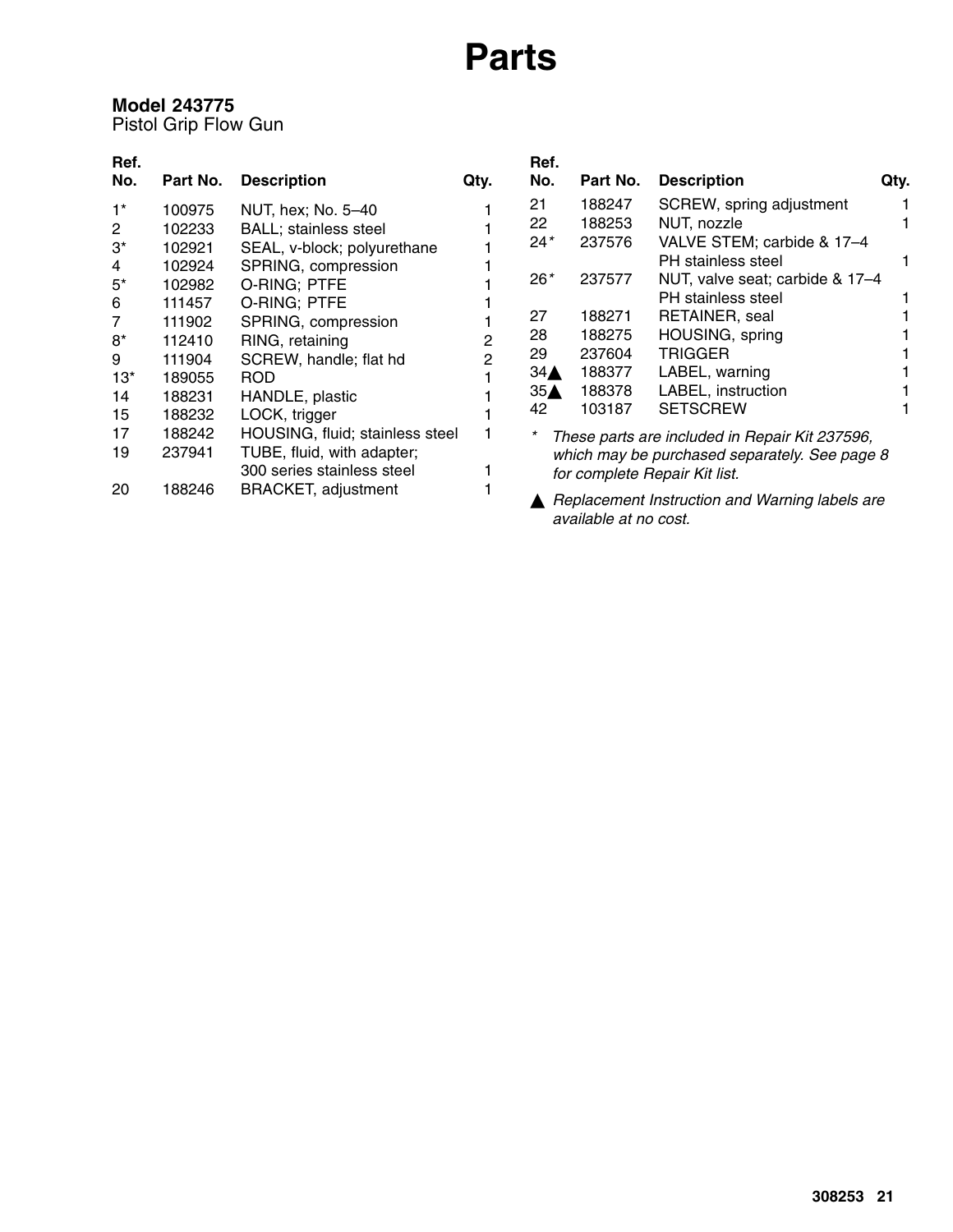# Parts

**Model 243775**
Pistol Grip Flow Gun

| Ref. No. | Part No. | Description | Qty. |
|---|---|---|---|
| 1* | 100975 | NUT, hex; No. 5–40 | 1 |
| 2 | 102233 | BALL; stainless steel | 1 |
| 3* | 102921 | SEAL, v-block; polyurethane | 1 |
| 4 | 102924 | SPRING, compression | 1 |
| 5* | 102982 | O-RING; PTFE | 1 |
| 6 | 111457 | O-RING; PTFE | 1 |
| 7 | 111902 | SPRING, compression | 1 |
| 8* | 112410 | RING, retaining | 2 |
| 9 | 111904 | SCREW, handle; flat hd | 2 |
| 13* | 189055 | ROD | 1 |
| 14 | 188231 | HANDLE, plastic | 1 |
| 15 | 188232 | LOCK, trigger | 1 |
| 17 | 188242 | HOUSING, fluid; stainless steel | 1 |
| 19 | 237941 | TUBE, fluid, with adapter; 300 series stainless steel | 1 |
| 20 | 188246 | BRACKET, adjustment | 1 |
| 21 | 188247 | SCREW, spring adjustment | 1 |
| 22 | 188253 | NUT, nozzle | 1 |
| 24* | 237576 | VALVE STEM; carbide & 17–4 PH stainless steel | 1 |
| 26* | 237577 | NUT, valve seat; carbide & 17–4 PH stainless steel | 1 |
| 27 | 188271 | RETAINER, seal | 1 |
| 28 | 188275 | HOUSING, spring | 1 |
| 29 | 237604 | TRIGGER | 1 |
| 34▲ | 188377 | LABEL, warning | 1 |
| 35▲ | 188378 | LABEL, instruction | 1 |
| 42 | 103187 | SETSCREW | 1 |

\* *These parts are included in Repair Kit 237596, which may be purchased separately. See page 8 for complete Repair Kit list.*

▲ *Replacement Instruction and Warning labels are available at no cost.*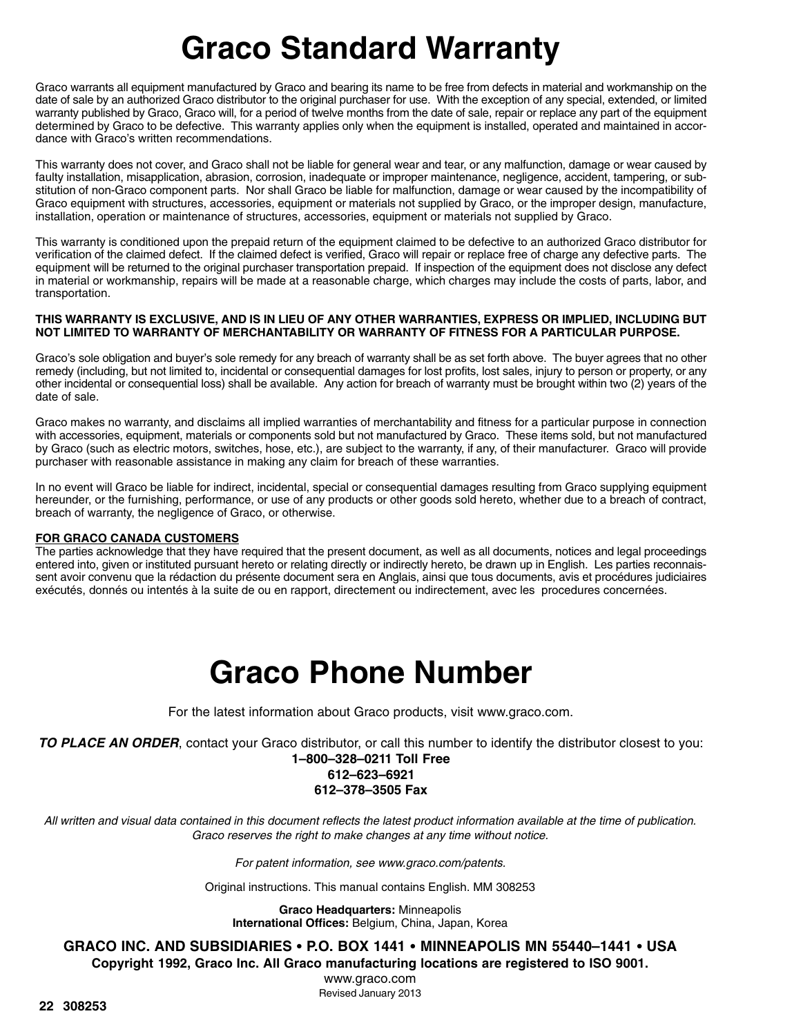# Graco Standard Warranty

Graco warrants all equipment manufactured by Graco and bearing its name to be free from defects in material and workmanship on the date of sale by an authorized Graco distributor to the original purchaser for use. With the exception of any special, extended, or limited warranty published by Graco, Graco will, for a period of twelve months from the date of sale, repair or replace any part of the equipment determined by Graco to be defective. This warranty applies only when the equipment is installed, operated and maintained in accordance with Graco's written recommendations.

This warranty does not cover, and Graco shall not be liable for general wear and tear, or any malfunction, damage or wear caused by faulty installation, misapplication, abrasion, corrosion, inadequate or improper maintenance, negligence, accident, tampering, or substitution of non-Graco component parts. Nor shall Graco be liable for malfunction, damage or wear caused by the incompatibility of Graco equipment with structures, accessories, equipment or materials not supplied by Graco, or the improper design, manufacture, installation, operation or maintenance of structures, accessories, equipment or materials not supplied by Graco.

This warranty is conditioned upon the prepaid return of the equipment claimed to be defective to an authorized Graco distributor for verification of the claimed defect. If the claimed defect is verified, Graco will repair or replace free of charge any defective parts. The equipment will be returned to the original purchaser transportation prepaid. If inspection of the equipment does not disclose any defect in material or workmanship, repairs will be made at a reasonable charge, which charges may include the costs of parts, labor, and transportation.

**THIS WARRANTY IS EXCLUSIVE, AND IS IN LIEU OF ANY OTHER WARRANTIES, EXPRESS OR IMPLIED, INCLUDING BUT NOT LIMITED TO WARRANTY OF MERCHANTABILITY OR WARRANTY OF FITNESS FOR A PARTICULAR PURPOSE.**

Graco's sole obligation and buyer's sole remedy for any breach of warranty shall be as set forth above. The buyer agrees that no other remedy (including, but not limited to, incidental or consequential damages for lost profits, lost sales, injury to person or property, or any other incidental or consequential loss) shall be available. Any action for breach of warranty must be brought within two (2) years of the date of sale.

Graco makes no warranty, and disclaims all implied warranties of merchantability and fitness for a particular purpose in connection with accessories, equipment, materials or components sold but not manufactured by Graco. These items sold, but not manufactured by Graco (such as electric motors, switches, hose, etc.), are subject to the warranty, if any, of their manufacturer. Graco will provide purchaser with reasonable assistance in making any claim for breach of these warranties.

In no event will Graco be liable for indirect, incidental, special or consequential damages resulting from Graco supplying equipment hereunder, or the furnishing, performance, or use of any products or other goods sold hereto, whether due to a breach of contract, breach of warranty, the negligence of Graco, or otherwise.

**FOR GRACO CANADA CUSTOMERS**

The parties acknowledge that they have required that the present document, as well as all documents, notices and legal proceedings entered into, given or instituted pursuant hereto or relating directly or indirectly hereto, be drawn up in English. Les parties reconnaissent avoir convenu que la rédaction du présente document sera en Anglais, ainsi que tous documents, avis et procédures judiciaires exécutés, donnés ou intentés à la suite de ou en rapport, directement ou indirectement, avec les procedures concernées.

# Graco Phone Number

For the latest information about Graco products, visit www.graco.com.

***TO PLACE AN ORDER***, contact your Graco distributor, or call this number to identify the distributor closest to you:

**1–800–328–0211 Toll Free**
**612–623–6921**
**612–378–3505 Fax**

*All written and visual data contained in this document reflects the latest product information available at the time of publication. Graco reserves the right to make changes at any time without notice.*

*For patent information, see www.graco.com/patents.*

Original instructions. This manual contains English. MM 308253

**Graco Headquarters:** Minneapolis
**International Offices:** Belgium, China, Japan, Korea

**GRACO INC. AND SUBSIDIARIES • P.O. BOX 1441 • MINNEAPOLIS MN 55440–1441 • USA**
**Copyright 1992, Graco Inc. All Graco manufacturing locations are registered to ISO 9001.**

www.graco.com
Revised January 2013